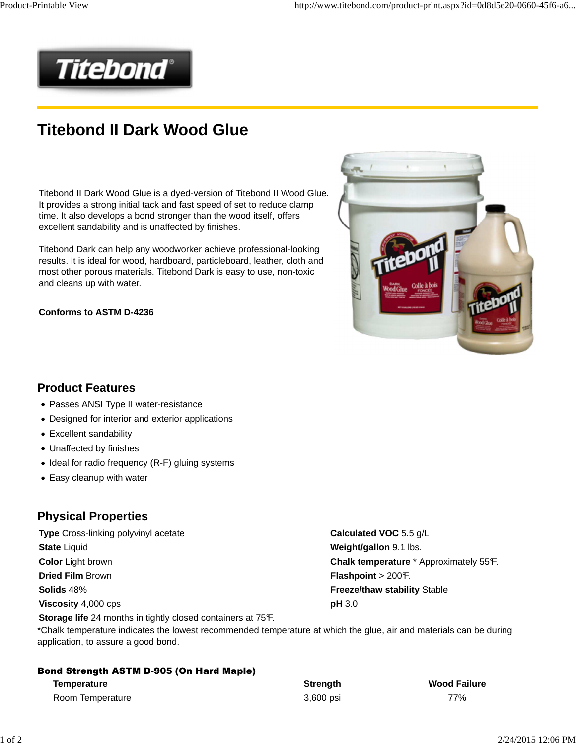# Titebond II Dark Wood Glue

Titebond II Dark Wood Glue is a dyed-version of Titebond II Wood Glue. It provides a strong initial tack and fast speed of set to reduce clamp time. It also develops a bond stronger than the wood itself, offers excellent sandability and is unaffected by finishes.

Titebond Dark can help any woodworker achieve professional-looking results. It is ideal for wood, hardboard, particleboard, leather, cloth and most other porous materials. Titebond Dark is easy to use, non-toxic and cleans up with water.

**Conforms to ASTM D-4236**

## Product Features

- Passes ANSI Type II water-resistance
- Designed for interior and exterior applications
- Excellent sandability
- Unaffected by finishes
- Ideal for radio frequency (R-F) gluing systems
- Easy cleanup with water

## Physical Properties

**Type** Cross-linking polyvinyl acetate
**State** Liquid
**Color** Light brown
**Dried Film** Brown
**Solids** 48%
**Viscosity** 4,000 cps
**Storage life** 24 months in tightly closed containers at 75°F.

**Calculated VOC** 5.5 g/L
**Weight/gallon** 9.1 lbs.
**Chalk temperature** * Approximately 55°F.
**Flashpoint** > 200°F.
**Freeze/thaw stability** Stable
**pH** 3.0

*Chalk temperature indicates the lowest recommended temperature at which the glue, air and materials can be during application, to assure a good bond.

### Bond Strength ASTM D-905 (On Hard Maple)

| Temperature | Strength | Wood Failure |
|---|---|---|
| Room Temperature | 3,600 psi | 77% |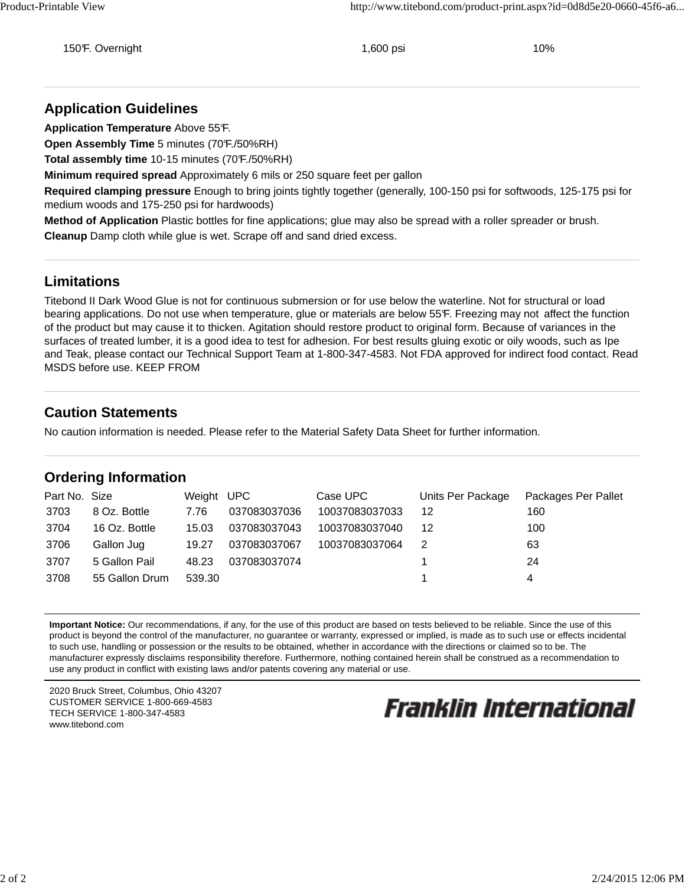| | | |
|---|---|---|
| 150°F. Overnight | 1,600 psi | 10% |

## Application Guidelines

**Application Temperature** Above 55°F.

**Open Assembly Time** 5 minutes (70°F./50%RH)

**Total assembly time** 10-15 minutes (70°F./50%RH)

**Minimum required spread** Approximately 6 mils or 250 square feet per gallon

**Required clamping pressure** Enough to bring joints tightly together (generally, 100-150 psi for softwoods, 125-175 psi for medium woods and 175-250 psi for hardwoods)

**Method of Application** Plastic bottles for fine applications; glue may also be spread with a roller spreader or brush.

**Cleanup** Damp cloth while glue is wet. Scrape off and sand dried excess.

## Limitations

Titebond II Dark Wood Glue is not for continuous submersion or for use below the waterline. Not for structural or load bearing applications. Do not use when temperature, glue or materials are below 55°F. Freezing may not affect the function of the product but may cause it to thicken. Agitation should restore product to original form. Because of variances in the surfaces of treated lumber, it is a good idea to test for adhesion. For best results gluing exotic or oily woods, such as Ipe and Teak, please contact our Technical Support Team at 1-800-347-4583. Not FDA approved for indirect food contact. Read MSDS before use. KEEP FROM

## Caution Statements

No caution information is needed. Please refer to the Material Safety Data Sheet for further information.

## Ordering Information

| Part No. | Size | Weight | UPC | Case UPC | Units Per Package | Packages Per Pallet |
|---|---|---|---|---|---|---|
| 3703 | 8 Oz. Bottle | 7.76 | 037083037036 | 10037083037033 | 12 | 160 |
| 3704 | 16 Oz. Bottle | 15.03 | 037083037043 | 10037083037040 | 12 | 100 |
| 3706 | Gallon Jug | 19.27 | 037083037067 | 10037083037064 | 2 | 63 |
| 3707 | 5 Gallon Pail | 48.23 | 037083037074 | | 1 | 24 |
| 3708 | 55 Gallon Drum | 539.30 | | | 1 | 4 |

**Important Notice:** Our recommendations, if any, for the use of this product are based on tests believed to be reliable. Since the use of this product is beyond the control of the manufacturer, no guarantee or warranty, expressed or implied, is made as to such use or effects incidental to such use, handling or possession or the results to be obtained, whether in accordance with the directions or claimed so to be. The manufacturer expressly disclaims responsibility therefore. Furthermore, nothing contained herein shall be construed as a recommendation to use any product in conflict with existing laws and/or patents covering any material or use.

2020 Bruck Street, Columbus, Ohio 43207
CUSTOMER SERVICE 1-800-669-4583
TECH SERVICE 1-800-347-4583
www.titebond.com

**Franklin International**